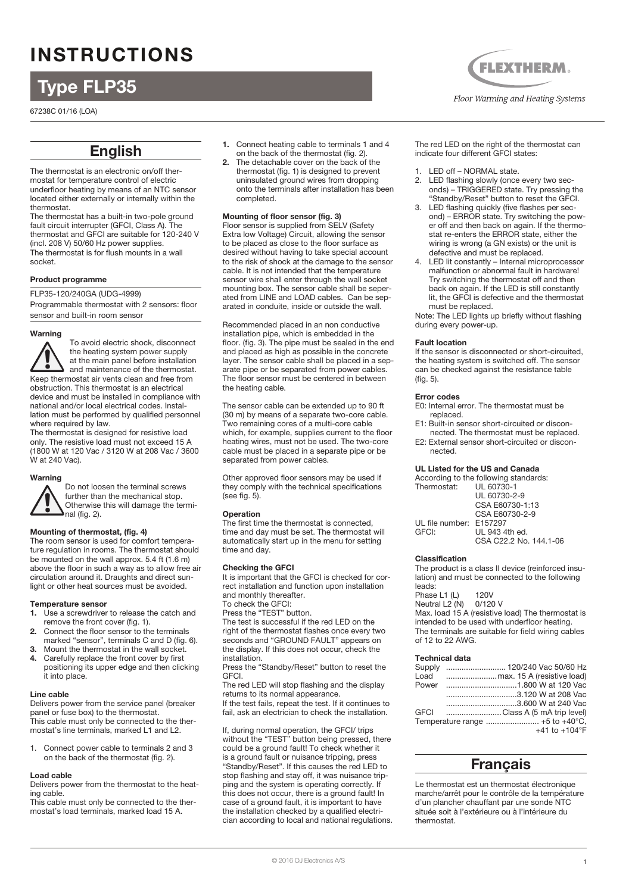# INSTRUCTIONS

## Type FLP35

67238C 01/16 (LOA)

FLEXTHERM®
*Floor Warming and Heating Systems*

## English

The thermostat is an electronic on/off thermostat for temperature control of electric underfloor heating by means of an NTC sensor located either externally or internally within the thermostat.
The thermostat has a built-in two-pole ground fault circuit interrupter (GFCI, Class A). The thermostat and GFCI are suitable for 120-240 V (incl. 208 V) 50/60 Hz power supplies.
The thermostat is for flush mounts in a wall socket.

#### Product programme

FLP35-120/240GA (UDG-4999)
Programmable thermostat with 2 sensors: floor sensor and built-in room sensor

#### Warning

To avoid electric shock, disconnect the heating system power supply at the main panel before installation and maintenance of the thermostat. Keep thermostat air vents clean and free from obstruction. This thermostat is an electrical device and must be installed in compliance with national and/or local electrical codes. Installation must be performed by qualified personnel where required by law.
The thermostat is designed for resistive load only. The resistive load must not exceed 15 A (1800 W at 120 Vac / 3120 W at 208 Vac / 3600 W at 240 Vac).

#### Warning

Do not loosen the terminal screws further than the mechanical stop. Otherwise this will damage the terminal (fig. 2).

#### Mounting of thermostat, (fig. 4)

The room sensor is used for comfort temperature regulation in rooms. The thermostat should be mounted on the wall approx. 5.4 ft (1.6 m) above the floor in such a way as to allow free air circulation around it. Draughts and direct sunlight or other heat sources must be avoided.

#### Temperature sensor

1. Use a screwdriver to release the catch and remove the front cover (fig. 1).
2. Connect the floor sensor to the terminals marked "sensor", terminals C and D (fig. 6).
3. Mount the thermostat in the wall socket.
4. Carefully replace the front cover by first positioning its upper edge and then clicking it into place.

#### Line cable

Delivers power from the service panel (breaker panel or fuse box) to the thermostat.
This cable must only be connected to the thermostat's line terminals, marked L1 and L2.

1. Connect power cable to terminals 2 and 3 on the back of the thermostat (fig. 2).

#### Load cable

Delivers power from the thermostat to the heating cable.
This cable must only be connected to the thermostat's load terminals, marked load 15 A.

1. Connect heating cable to terminals 1 and 4 on the back of the thermostat (fig. 2).
2. The detachable cover on the back of the thermostat (fig. 1) is designed to prevent uninsulated ground wires from dropping onto the terminals after installation has been completed.

#### Mounting of floor sensor (fig. 3)

Floor sensor is supplied from SELV (Safety Extra low Voltage) Circuit, allowing the sensor to be placed as close to the floor surface as desired without having to take special account to the risk of shock at the damage to the sensor cable. It is not intended that the temperature sensor wire shall enter through the wall socket mounting box. The sensor cable shall be seperated from LINE and LOAD cables. Can be separated in conduite, inside or outside the wall.

Recommended placed in an non conductive installation pipe, which is embedded in the floor. (fig. 3). The pipe must be sealed in the end and placed as high as possible in the concrete layer. The sensor cable shall be placed in a separate pipe or be separated from power cables. The floor sensor must be centered in between the heating cable.

The sensor cable can be extended up to 90 ft (30 m) by means of a separate two-core cable. Two remaining cores of a multi-core cable which, for example, supplies current to the floor heating wires, must not be used. The two-core cable must be placed in a separate pipe or be separated from power cables.

Other approved floor sensors may be used if they comply with the technical specifications (see fig. 5).

#### Operation

The first time the thermostat is connected, time and day must be set. The thermostat will automatically start up in the menu for setting time and day.

#### Checking the GFCI

It is important that the GFCI is checked for correct installation and function upon installation and monthly thereafter.
To check the GFCI:
Press the "TEST" button.
The test is successful if the red LED on the right of the thermostat flashes once every two seconds and "GROUND FAULT" appears on the display. If this does not occur, check the installation.
Press the "Standby/Reset" button to reset the GFCI.
The red LED will stop flashing and the display returns to its normal appearance.
If the test fails, repeat the test. If it continues to fail, ask an electrician to check the installation.

If, during normal operation, the GFCI/ trips without the "TEST" button being pressed, there could be a ground fault! To check whether it is a ground fault or nuisance tripping, press "Standby/Reset". If this causes the red LED to stop flashing and stay off, it was nuisance tripping and the system is operating correctly. If this does not occur, there is a ground fault! In case of a ground fault, it is important to have the installation checked by a qualified electrician according to local and national regulations.

The red LED on the right of the thermostat can indicate four different GFCI states:

1. LED off – NORMAL state.
2. LED flashing slowly (once every two seconds) – TRIGGERED state. Try pressing the "Standby/Reset" button to reset the GFCI.
3. LED flashing quickly (five flashes per second) – ERROR state. Try switching the power off and then back on again. If the thermostat re-enters the ERROR state, either the wiring is wrong (a GN exists) or the unit is defective and must be replaced.
4. LED lit constantly – Internal microprocessor malfunction or abnormal fault in hardware! Try switching the thermostat off and then back on again. If the LED is still constantly lit, the GFCI is defective and the thermostat must be replaced.

Note: The LED lights up briefly without flashing during every power-up.

#### Fault location

If the sensor is disconnected or short-circuited, the heating system is switched off. The sensor can be checked against the resistance table (fig. 5).

#### Error codes

E0: Internal error. The thermostat must be replaced.
E1: Built-in sensor short-circuited or disconnected. The thermostat must be replaced.
E2: External sensor short-circuited or disconnected.

#### UL Listed for the US and Canada

According to the following standards:

| | |
|---|---|
| Thermostat: | UL 60730-1 |
| | UL 60730-2-9 |
| | CSA E60730-1:13 |
| | CSA E60730-2-9 |
| UL file number: | E157297 |
| GFCI: | UL 943 4th ed. |
| | CSA C22.2 No. 144.1-06 |

#### Classification

The product is a class II device (reinforced insulation) and must be connected to the following leads:
Phase L1 (L) 120V
Neutral L2 (N) 0/120 V
Max. load 15 A (resistive load) The thermostat is intended to be used with underfloor heating.
The terminals are suitable for field wiring cables of 12 to 22 AWG.

#### Technical data

| | |
|---|---|
| Supply | 120/240 Vac 50/60 Hz |
| Load | max. 15 A (resistive load) |
| Power | 1.800 W at 120 Vac |
| | 3.120 W at 208 Vac |
| | 3.600 W at 240 Vac |
| GFCI | Class A (5 mA trip level) |
| Temperature range | +5 to +40°C, +41 to +104°F |

## Français

Le thermostat est un thermostat électronique marche/arrêt pour le contrôle de la température d'un plancher chauffant par une sonde NTC située soit à l'extérieure ou à l'intérieure du thermostat.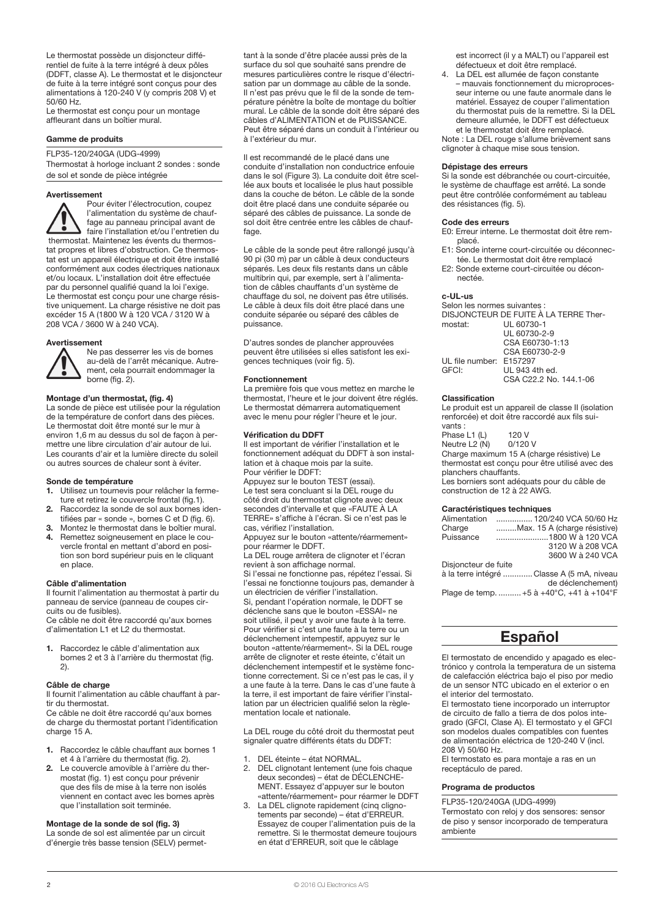Le thermostat possède un disjoncteur différentiel de fuite à la terre intégré à deux pôles (DDFT, classe A). Le thermostat et le disjoncteur de fuite à la terre intégré sont conçus pour des alimentations à 120-240 V (y compris 208 V) et 50/60 Hz.
Le thermostat est conçu pour un montage affleurant dans un boîtier mural.

#### Gamme de produits

FLP35-120/240GA (UDG-4999)
Thermostat à horloge incluant 2 sondes : sonde de sol et sonde de pièce intégrée

#### Avertissement

Pour éviter l'électrocution, coupez l'alimentation du système de chauffage au panneau principal avant de faire l'installation et/ou l'entretien du thermostat. Maintenez les évents du thermostat propres et libres d'obstruction. Ce thermostat est un appareil électrique et doit être installé conformément aux codes électriques nationaux et/ou locaux. L'installation doit être effectuée par du personnel qualifié quand la loi l'exige. Le thermostat est conçu pour une charge résistive uniquement. La charge résistive ne doit pas excéder 15 A (1800 W à 120 VCA / 3120 W à 208 VCA / 3600 W à 240 VCA).

#### Avertissement

Ne pas desserrer les vis de bornes au-delà de l'arrêt mécanique. Autrement, cela pourrait endommager la borne (fig. 2).

#### Montage d'un thermostat, (fig. 4)

La sonde de pièce est utilisée pour la régulation de la température de confort dans des pièces. Le thermostat doit être monté sur le mur à environ 1,6 m au dessus du sol de façon à permettre une libre circulation d'air autour de lui. Les courants d'air et la lumière directe du soleil ou autres sources de chaleur sont à éviter.

#### Sonde de température

1. Utilisez un tournevis pour relâcher la fermeture et retirez le couvercle frontal (fig.1).
2. Raccordez la sonde de sol aux bornes identifiées par « sonde », bornes C et D (fig. 6).
3. Montez le thermostat dans le boîtier mural.
4. Remettez soigneusement en place le couvercle frontal en mettant d'abord en position son bord supérieur puis en le cliquant en place.

#### Câble d'alimentation

Il fournit l'alimentation au thermostat à partir du panneau de service (panneau de coupes circuits ou de fusibles).
Ce câble ne doit être raccordé qu'aux bornes d'alimentation L1 et L2 du thermostat.

1. Raccordez le câble d'alimentation aux bornes 2 et 3 à l'arrière du thermostat (fig. 2).

#### Câble de charge

Il fournit l'alimentation au câble chauffant à partir du thermostat.
Ce câble ne doit être raccordé qu'aux bornes de charge du thermostat portant l'identification charge 15 A.

1. Raccordez le câble chauffant aux bornes 1 et 4 à l'arrière du thermostat (fig. 2).
2. Le couvercle amovible à l'arrière du thermostat (fig. 1) est conçu pour prévenir que des fils de mise à la terre non isolés viennent en contact avec les bornes après que l'installation soit terminée.

#### Montage de la sonde de sol (fig. 3)

La sonde de sol est alimentée par un circuit d'énergie très basse tension (SELV) permettant à la sonde d'être placée aussi près de la surface du sol que souhaité sans prendre de mesures particulières contre le risque d'électrisation par un dommage au câble de la sonde. Il n'est pas prévu que le fil de la sonde de température pénètre la boîte de montage du boîtier mural. Le câble de la sonde doit être séparé des câbles d'ALIMENTATION et de PUISSANCE. Peut être séparé dans un conduit à l'intérieur ou à l'extérieur du mur.

Il est recommandé de le placé dans une conduite d'installation non conductrice enfouie dans le sol (Figure 3). La conduite doit être scellée aux bouts et localisée le plus haut possible dans la couche de béton. Le câble de la sonde doit être placé dans une conduite séparée ou séparé des câbles de puissance. La sonde de sol doit être centrée entre les câbles de chauffage.

Le câble de la sonde peut être rallongé jusqu'à 90 pi (30 m) par un câble à deux conducteurs séparés. Les deux fils restants dans un câble multibrin qui, par exemple, sert à l'alimentation de câbles chauffants d'un système de chauffage du sol, ne doivent pas être utilisés. Le câble à deux fils doit être placé dans une conduite séparée ou séparé des câbles de puissance.

D'autres sondes de plancher approuvées peuvent être utilisées si elles satisfont les exigences techniques (voir fig. 5).

#### Fonctionnement

La première fois que vous mettez en marche le thermostat, l'heure et le jour doivent être réglés. Le thermostat démarrera automatiquement avec le menu pour régler l'heure et le jour.

#### Vérification du DDFT

Il est important de vérifier l'installation et le fonctionnement adéquat du DDFT à son installation et à chaque mois par la suite.
Pour vérifier le DDFT:
Appuyez sur le bouton TEST (essai).
Le test sera concluant si la DEL rouge du côté droit du thermostat clignote avec deux secondes d'intervalle et que «FAUTE À LA TERRE» s'affiche à l'écran. Si ce n'est pas le cas, vérifiez l'installation.
Appuyez sur le bouton «attente/réarmement» pour réarmer le DDFT.
La DEL rouge arrêtera de clignoter et l'écran revient à son affichage normal.
Si l'essai ne fonctionne pas, répétez l'essai. Si l'essai ne fonctionne toujours pas, demander à un électricien de vérifier l'installation.
Si, pendant l'opération normale, le DDFT se déclenche sans que le bouton «ESSAI» ne soit utilisé, il peut y avoir une faute à la terre. Pour vérifier si c'est une faute à la terre ou un déclenchement intempestif, appuyez sur le bouton «attente/réarmement». Si la DEL rouge arrête de clignoter et reste éteinte, c'était un déclenchement intempestif et le système fonctionne correctement. Si ce n'est pas le cas, il y a une faute à la terre. Dans le cas d'une faute à la terre, il est important de faire vérifier l'installation par un électricien qualifié selon la règlementation locale et nationale.

La DEL rouge du côté droit du thermostat peut signaler quatre différents états du DDFT:

1. DEL éteinte – état NORMAL.
2. DEL clignotant lentement (une fois chaque deux secondes) – état de DÉCLENCHEMENT. Essayez d'appuyer sur le bouton «attente/réarmement» pour réarmer le DDFT
3. La DEL clignote rapidement (cinq clignotements par seconde) – état d'ERREUR. Essayez de couper l'alimentation puis de la remettre. Si le thermostat demeure toujours en état d'ERREUR, soit que le câblage est incorrect (il y a MALT) ou l'appareil est défectueux et doit être remplacé.
4. La DEL est allumée de façon constante – mauvais fonctionnement du microprocesseur interne ou une faute anormale dans le matériel. Essayez de couper l'alimentation du thermostat puis de la remettre. Si la DEL demeure allumée, le DDFT est défectueux et le thermostat doit être remplacé.

Note : La DEL rouge s'allume brièvement sans clignoter à chaque mise sous tension.

#### Dépistage des erreurs

Si la sonde est débranchée ou court-circuitée, le système de chauffage est arrêté. La sonde peut être contrôlée conformément au tableau des résistances (fig. 5).

#### Code des erreurs

- E0: Erreur interne. Le thermostat doit être remplacé.
- E1: Sonde interne court-circuitée ou déconnectée. Le thermostat doit être remplacé
- E2: Sonde externe court-circuitée ou déconnectée.

#### c-UL-us

Selon les normes suivantes :
DISJONCTEUR DE FUITE À LA TERRE Thermostat: UL 60730-1
UL 60730-2-9
CSA E60730-1:13
CSA E60730-2-9
UL file number: E157297
GFCI: UL 943 4th ed.
CSA C22.2 No. 144.1-06

#### Classification

Le produit est un appareil de classe II (isolation renforcée) et doit être raccordé aux fils suivants :
Phase L1 (L) 120 V
Neutre L2 (N) 0/120 V
Charge maximum 15 A (charge résistive) Le thermostat est conçu pour être utilisé avec des planchers chauffants.
Les borniers sont adéquats pour du câble de construction de 12 à 22 AWG.

#### Caractéristiques techniques

| | |
|---|---|
| Alimentation | 120/240 VCA 50/60 Hz |
| Charge | Max. 15 A (charge résistive) |
| Puissance | 1800 W à 120 VCA<br>3120 W à 208 VCA<br>3600 W à 240 VCA |
| Disjoncteur de fuite à la terre intégré | Classe A (5 mA, niveau de déclenchement) |
| Plage de temp. | +5 à +40°C, +41 à +104°F |

# Español

El termostato de encendido y apagado es electrónico y controla la temperatura de un sistema de calefacción eléctrica bajo el piso por medio de un sensor NTC ubicado en el exterior o en el interior del termostato.
El termostato tiene incorporado un interruptor de circuito de fallo a tierra de dos polos integrado (GFCI, Clase A). El termostato y el GFCI son modelos duales compatibles con fuentes de alimentación eléctrica de 120-240 V (incl. 208 V) 50/60 Hz.
El termostato es para montaje a ras en un receptáculo de pared.

#### Programa de productos

FLP35-120/240GA (UDG-4999)
Termostato con reloj y dos sensores: sensor de piso y sensor incorporado de temperatura ambiente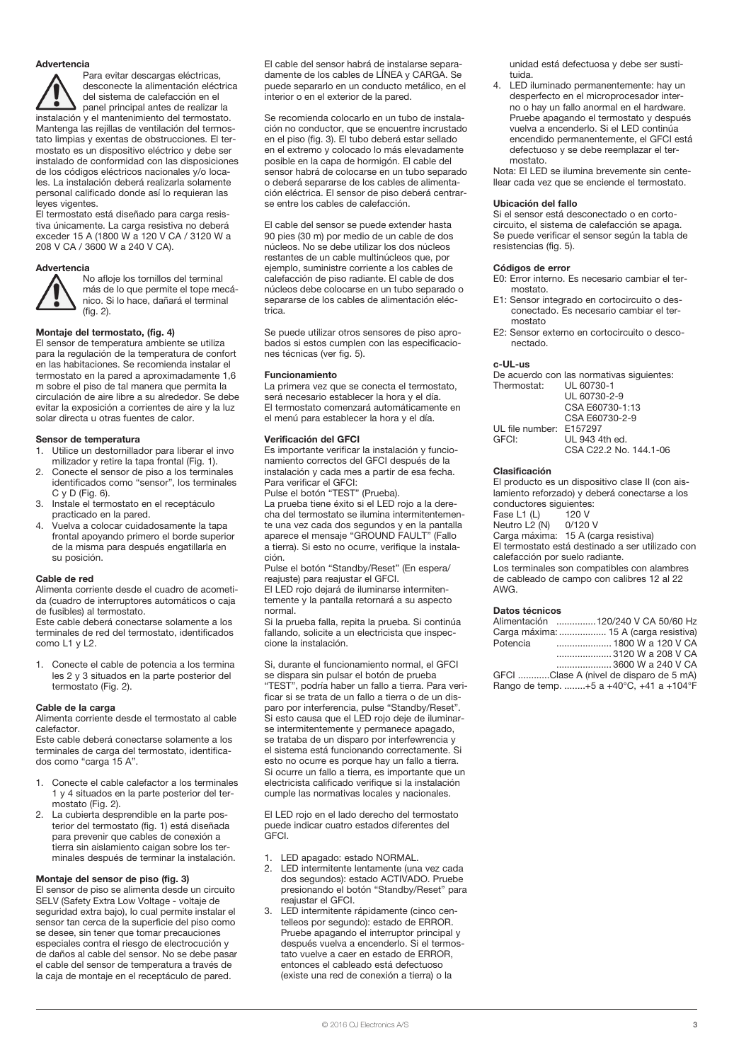**Advertencia**

Para evitar descargas eléctricas, desconecte la alimentación eléctrica del sistema de calefacción en el panel principal antes de realizar la instalación y el mantenimiento del termostato. Mantenga las rejillas de ventilación del termostato limpias y exentas de obstrucciones. El termostato es un dispositivo eléctrico y debe ser instalado de conformidad con las disposiciones de los códigos eléctricos nacionales y/o locales. La instalación deberá realizarla solamente personal calificado donde así lo requieran las leyes vigentes.

El termostato está diseñado para carga resistiva únicamente. La carga resistiva no deberá exceder 15 A (1800 W a 120 V CA / 3120 W a 208 V CA / 3600 W a 240 V CA).

**Advertencia**

No afloje los tornillos del terminal más de lo que permite el tope mecánico. Si lo hace, dañará el terminal (fig. 2).

**Montaje del termostato, (fig. 4)**

El sensor de temperatura ambiente se utiliza para la regulación de la temperatura de confort en las habitaciones. Se recomienda instalar el termostato en la pared a aproximadamente 1,6 m sobre el piso de tal manera que permita la circulación de aire libre a su alrededor. Se debe evitar la exposición a corrientes de aire y la luz solar directa u otras fuentes de calor.

**Sensor de temperatura**

1. Utilice un destornillador para liberar el invo milizador y retire la tapa frontal (Fig. 1).
2. Conecte el sensor de piso a los terminales identificados como "sensor", los terminales C y D (Fig. 6).
3. Instale el termostato en el receptáculo practicado en la pared.
4. Vuelva a colocar cuidadosamente la tapa frontal apoyando primero el borde superior de la misma para después engatillarla en su posición.

**Cable de red**

Alimenta corriente desde el cuadro de acometida (cuadro de interruptores automáticos o caja de fusibles) al termostato.

Este cable deberá conectarse solamente a los terminales de red del termostato, identificados como L1 y L2.

1. Conecte el cable de potencia a los termina les 2 y 3 situados en la parte posterior del termostato (Fig. 2).

**Cable de la carga**

Alimenta corriente desde el termostato al cable calefactor.

Este cable deberá conectarse solamente a los terminales de carga del termostato, identificados como "carga 15 A".

1. Conecte el cable calefactor a los terminales 1 y 4 situados en la parte posterior del termostato (Fig. 2).
2. La cubierta desprendible en la parte posterior del termostato (fig. 1) está diseñada para prevenir que cables de conexión a tierra sin aislamiento caigan sobre los terminales después de terminar la instalación.

**Montaje del sensor de piso (fig. 3)**

El sensor de piso se alimenta desde un circuito SELV (Safety Extra Low Voltage - voltaje de seguridad extra bajo), lo cual permite instalar el sensor tan cerca de la superficie del piso como se desee, sin tener que tomar precauciones especiales contra el riesgo de electrocución y de daños al cable del sensor. No se debe pasar el cable del sensor de temperatura a través de la caja de montaje en el receptáculo de pared.

El cable del sensor habrá de instalarse separadamente de los cables de LÍNEA y CARGA. Se puede separarlo en un conducto metálico, en el interior o en el exterior de la pared.

Se recomienda colocarlo en un tubo de instalación no conductor, que se encuentre incrustado en el piso (fig. 3). El tubo deberá estar sellado en el extremo y colocado lo más elevadamente posible en la capa de hormigón. El cable del sensor habrá de colocarse en un tubo separado o deberá separarse de los cables de alimentación eléctrica. El sensor de piso deberá centrarse entre los cables de calefacción.

El cable del sensor se puede extender hasta 90 pies (30 m) por medio de un cable de dos núcleos. No se debe utilizar los dos núcleos restantes de un cable multinúcleos que, por ejemplo, suministre corriente a los cables de calefacción de piso radiante. El cable de dos núcleos debe colocarse en un tubo separado o separarse de los cables de alimentación eléctrica.

Se puede utilizar otros sensores de piso aprobados si estos cumplen con las especificaciones técnicas (ver fig. 5).

**Funcionamiento**

La primera vez que se conecta el termostato, será necesario establecer la hora y el día. El termostato comenzará automáticamente en el menú para establecer la hora y el día.

**Verificación del GFCI**

Es importante verificar la instalación y funcionamiento correctos del GFCI después de la instalación y cada mes a partir de esa fecha. Para verificar el GFCI:

Pulse el botón "TEST" (Prueba).

La prueba tiene éxito si el LED rojo a la derecha del termostato se ilumina intermitentemente una vez cada dos segundos y en la pantalla aparece el mensaje "GROUND FAULT" (Fallo a tierra). Si esto no ocurre, verifique la instalación.

Pulse el botón "Standby/Reset" (En espera/reajuste) para reajustar el GFCI.

El LED rojo dejará de iluminarse intermitentemente y la pantalla retornará a su aspecto normal.

Si la prueba falla, repita la prueba. Si continúa fallando, solicite a un electricista que inspeccione la instalación.

Si, durante el funcionamiento normal, el GFCI se dispara sin pulsar el botón de prueba "TEST", podría haber un fallo a tierra. Para verificar si se trata de un fallo a tierra o de un disparo por interferencia, pulse "Standby/Reset". Si esto causa que el LED rojo deje de iluminarse intermitentemente y permanece apagado, se trataba de un disparo por interfewrencia y el sistema está funcionando correctamente. Si esto no ocurre es porque hay un fallo a tierra. Si ocurre un fallo a tierra, es importante que un electricista calificado verifique si la instalación cumple las normativas locales y nacionales.

El LED rojo en el lado derecho del termostato puede indicar cuatro estados diferentes del GFCI.

1. LED apagado: estado NORMAL.
2. LED intermitente lentamente (una vez cada dos segundos): estado ACTIVADO. Pruebe presionando el botón "Standby/Reset" para reajustar el GFCI.
3. LED intermitente rápidamente (cinco centelleos por segundo): estado de ERROR. Pruebe apagando el interruptor principal y después vuelva a encenderlo. Si el termostato vuelve a caer en estado de ERROR, entonces el cableado está defectuoso (existe una red de conexión a tierra) o la unidad está defectuosa y debe ser sustituida.
4. LED iluminado permanentemente: hay un desperfecto en el microprocesador interno o hay un fallo anormal en el hardware. Pruebe apagando el termostato y después vuelva a encenderlo. Si el LED continúa encendido permanentemente, el GFCI está defectuoso y se debe reemplazar el termostato.

Nota: El LED se ilumina brevemente sin centellear cada vez que se enciende el termostato.

**Ubicación del fallo**

Si el sensor está desconectado o en cortocircuito, el sistema de calefacción se apaga. Se puede verificar el sensor según la tabla de resistencias (fig. 5).

**Códigos de error**

E0: Error interno. Es necesario cambiar el termostato.

E1: Sensor integrado en cortocircuito o desconectado. Es necesario cambiar el termostato

E2: Sensor externo en cortocircuito o desconectado.

**c-UL-us**

De acuerdo con las normativas siguientes:

| | |
|---|---|
| Thermostat: | UL 60730-1 |
| | UL 60730-2-9 |
| | CSA E60730-1:13 |
| | CSA E60730-2-9 |
| UL file number: | E157297 |
| GFCI: | UL 943 4th ed. |
| | CSA C22.2 No. 144.1-06 |

**Clasificación**

El producto es un dispositivo clase II (con aislamiento reforzado) y deberá conectarse a los conductores siguientes:

Fase L1 (L) 120 V
Neutro L2 (N) 0/120 V
Carga máxima: 15 A (carga resistiva)

El termostato está destinado a ser utilizado con calefacción por suelo radiante.

Los terminales son compatibles con alambres de cableado de campo con calibres 12 al 22 AWG.

**Datos técnicos**

| | |
|---|---|
| Alimentación | 120/240 V CA 50/60 Hz |
| Carga máxima: | 15 A (carga resistiva) |
| Potencia | 1800 W a 120 V CA |
| | 3120 W a 208 V CA |
| | 3600 W a 240 V CA |
| GFCI | Clase A (nivel de disparo de 5 mA) |
| Rango de temp. | +5 a +40°C, +41 a +104°F |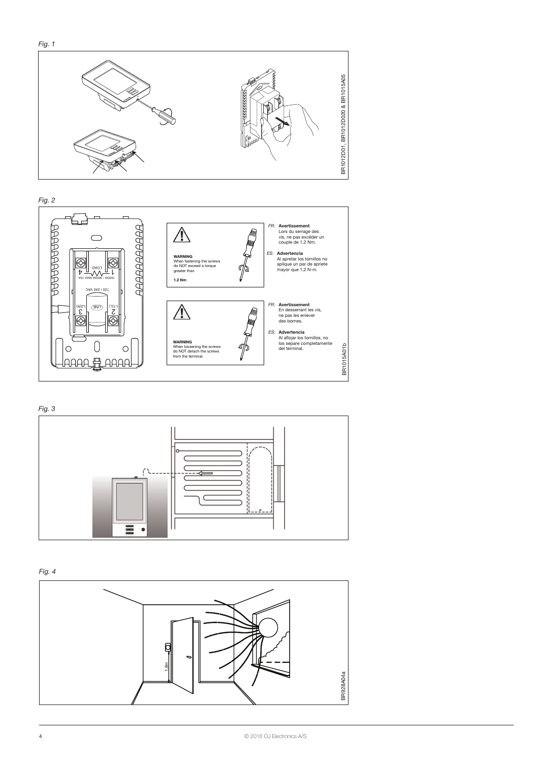*Fig. 1*

BR1012D01, BR1012D020 & BR1015A05

*Fig. 2*

LOAD
4 1
1800W / 3600W MAX 15A
120 / 240 VAC
L2(N) LINE L1(L)
3 2

**WARNING**
When fastening the screws do NOT exceed a torque greater than

**1.2 Nm**

*FR:* **Avertissement**
Lors du serrage des vis, ne pas excéder un couple de 1,2 Nm.

*ES:* **Advertencia**
Al apretar los tornillos no aplique un par de apriete mayor que 1,2 N-m.

**WARNING**
When loosening the screws do NOT detach the screws from the terminal.

*FR:* **Avertissement**
En desserrant les vis, ne pas les enlever des bornes.

*ES:* **Advertencia**
Al aflojar los tornillos, no los separe completamente del terminal.

BR1015A01b

*Fig. 3*

*Fig. 4*

1.6m

BR928A04a

© 2016 OJ Electronics A/S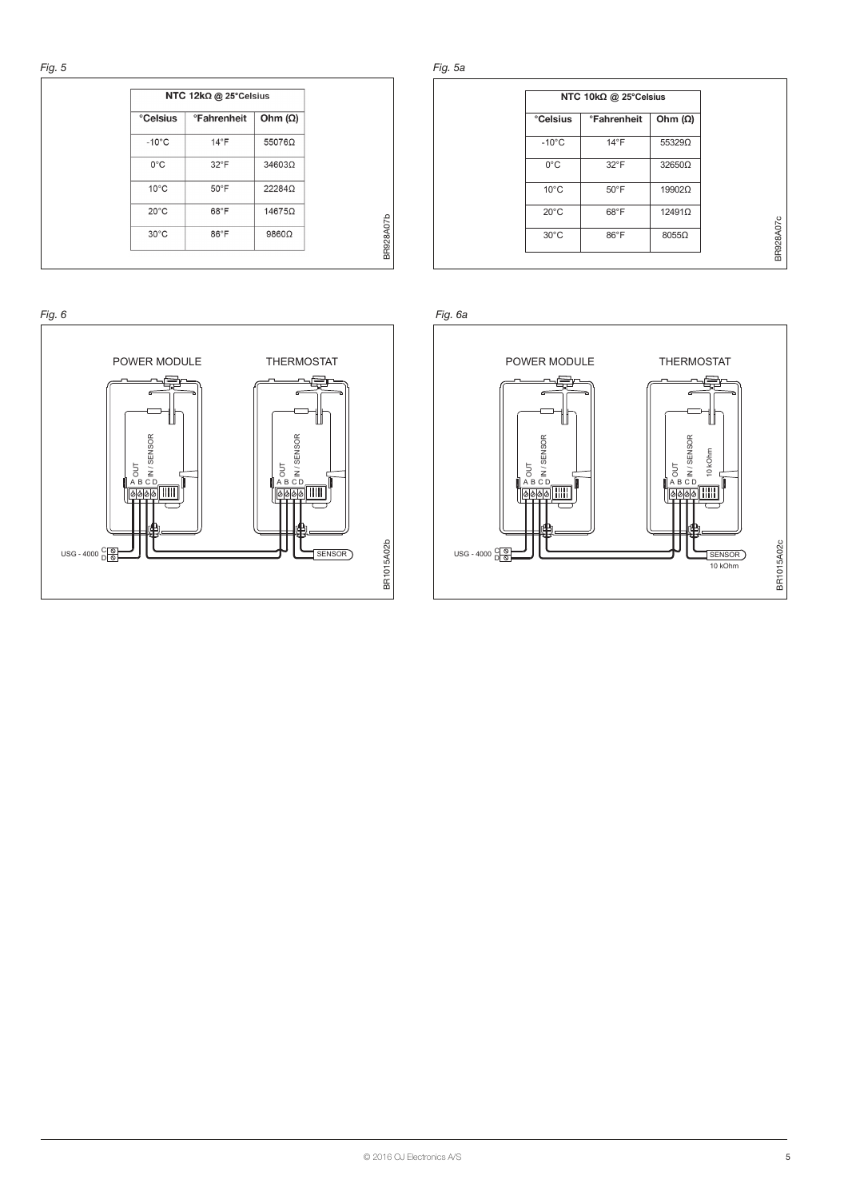*Fig. 5*

| NTC 12kΩ @ 25°Celsius | | |
|---|---|---|
| °Celsius | °Fahrenheit | Ohm (Ω) |
| -10°C | 14°F | 55076Ω |
| 0°C | 32°F | 34603Ω |
| 10°C | 50°F | 22284Ω |
| 20°C | 68°F | 14675Ω |
| 30°C | 86°F | 9860Ω |

BR928A07b

*Fig. 5a*

| NTC 10kΩ @ 25°Celsius | | |
|---|---|---|
| °Celsius | °Fahrenheit | Ohm (Ω) |
| -10°C | 14°F | 55329Ω |
| 0°C | 32°F | 32650Ω |
| 10°C | 50°F | 19902Ω |
| 20°C | 68°F | 12491Ω |
| 30°C | 86°F | 8055Ω |

BR928A07c

*Fig. 6*

POWER MODULE THERMOSTAT

OUT IN / SENSOR A B C D

USG - 4000 C D SENSOR

BR1015A02b

*Fig. 6a*

POWER MODULE THERMOSTAT

OUT IN / SENSOR A B C D 10 kOhm

USG - 4000 C D SENSOR 10 kOhm

BR1015A02c

© 2016 OJ Electronics A/S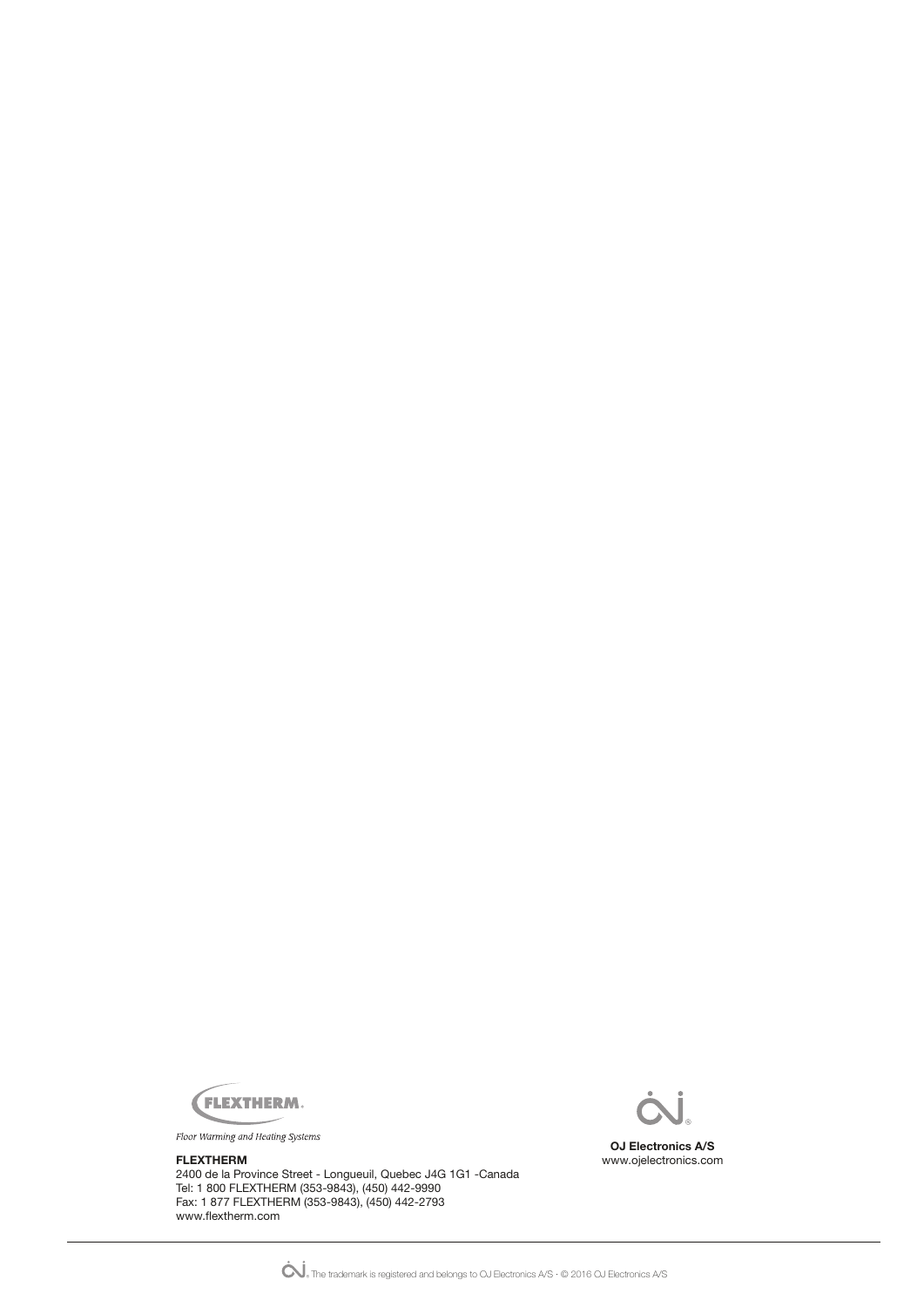FLEXTHERM.

*Floor Warming and Heating Systems*

**FLEXTHERM**
2400 de la Province Street - Longueuil, Quebec J4G 1G1 -Canada
Tel: 1 800 FLEXTHERM (353-9843), (450) 442-9990
Fax: 1 877 FLEXTHERM (353-9843), (450) 442-2793
www.flextherm.com

**OJ Electronics A/S**
www.ojelectronics.com

The trademark is registered and belongs to OJ Electronics A/S · © 2016 OJ Electronics A/S